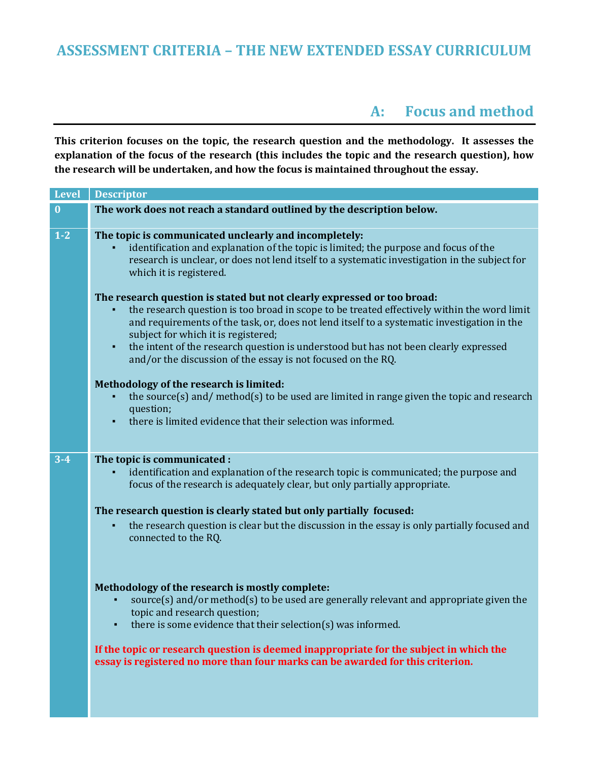# ASSESSMENT CRITERIA – THE NEW EXTENDED ESSAY CURRICULUM

## A: Focus and method

**This criterion focuses on the topic, the research question and the methodology. It assesses the explanation of the focus of the research (this includes the topic and the research question), how the research will be undertaken, and how the focus is maintained throughout the essay.**

| Level | Descriptor |
|---|---|
| 0 | **The work does not reach a standard outlined by the description below.** |
| 1-2 | **The topic is communicated unclearly and incompletely:**<br>▪ identification and explanation of the topic is limited; the purpose and focus of the research is unclear, or does not lend itself to a systematic investigation in the subject for which it is registered.<br><br>**The research question is stated but not clearly expressed or too broad:**<br>▪ the research question is too broad in scope to be treated effectively within the word limit and requirements of the task, or, does not lend itself to a systematic investigation in the subject for which it is registered;<br>▪ the intent of the research question is understood but has not been clearly expressed and/or the discussion of the essay is not focused on the RQ.<br><br>**Methodology of the research is limited:**<br>▪ the source(s) and/ method(s) to be used are limited in range given the topic and research question;<br>▪ there is limited evidence that their selection was informed. |
| 3-4 | **The topic is communicated :**<br>▪ identification and explanation of the research topic is communicated; the purpose and focus of the research is adequately clear, but only partially appropriate.<br><br>**The research question is clearly stated but only partially focused:**<br>▪ the research question is clear but the discussion in the essay is only partially focused and connected to the RQ.<br><br>**Methodology of the research is mostly complete:**<br>▪ source(s) and/or method(s) to be used are generally relevant and appropriate given the topic and research question;<br>▪ there is some evidence that their selection(s) was informed.<br><br>**If the topic or research question is deemed inappropriate for the subject in which the essay is registered no more than four marks can be awarded for this criterion.** |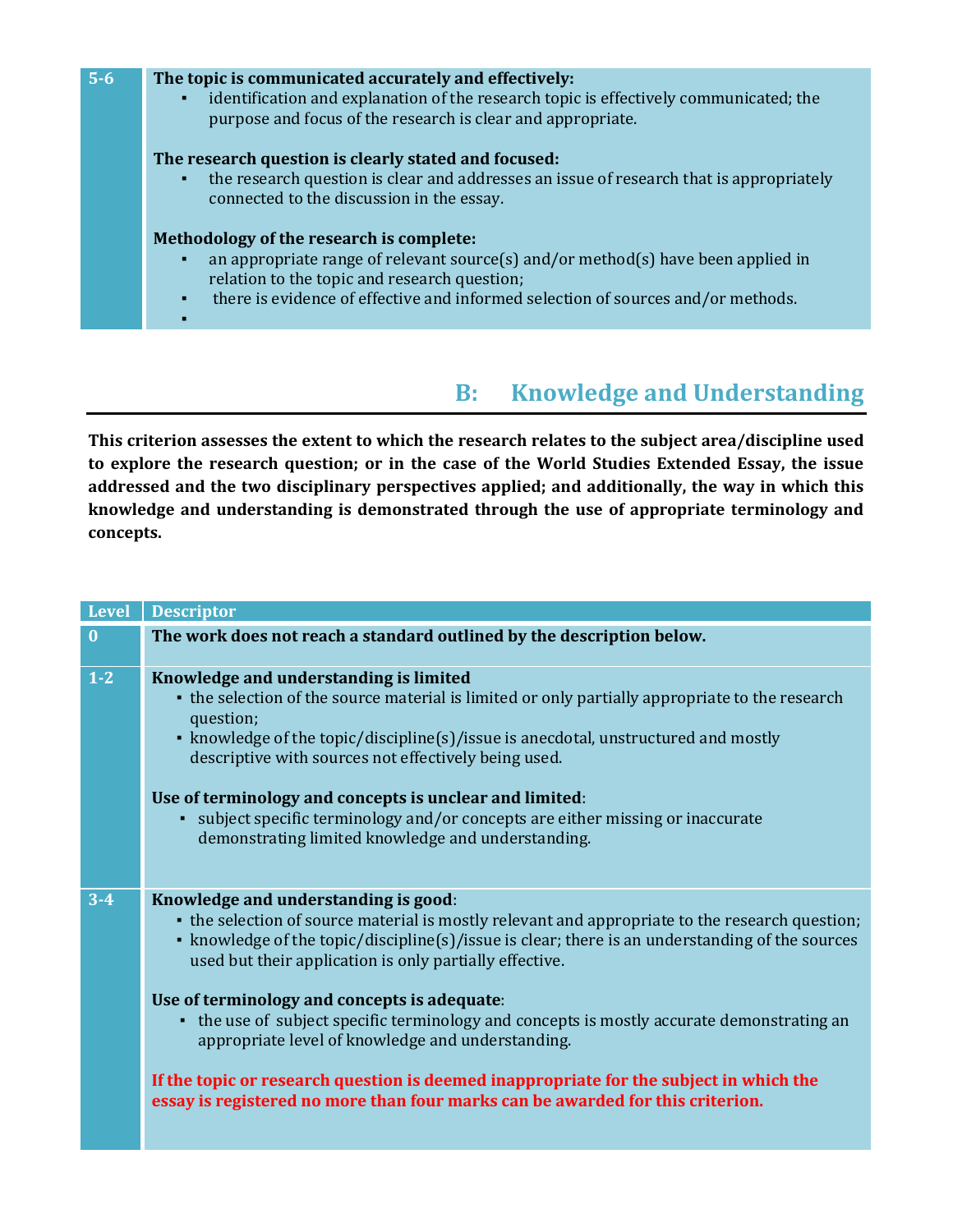| | |
|---|---|
| 5-6 | **The topic is communicated accurately and effectively:**<br>▪ identification and explanation of the research topic is effectively communicated; the purpose and focus of the research is clear and appropriate.<br><br>**The research question is clearly stated and focused:**<br>▪ the research question is clear and addresses an issue of research that is appropriately connected to the discussion in the essay.<br><br>**Methodology of the research is complete:**<br>▪ an appropriate range of relevant source(s) and/or method(s) have been applied in relation to the topic and research question;<br>▪ there is evidence of effective and informed selection of sources and/or methods.<br>▪ |

## B: Knowledge and Understanding

**This criterion assesses the extent to which the research relates to the subject area/discipline used to explore the research question; or in the case of the World Studies Extended Essay, the issue addressed and the two disciplinary perspectives applied; and additionally, the way in which this knowledge and understanding is demonstrated through the use of appropriate terminology and concepts.**

| Level | Descriptor |
|---|---|
| 0 | **The work does not reach a standard outlined by the description below.** |
| 1-2 | **Knowledge and understanding is limited**<br>▪ the selection of the source material is limited or only partially appropriate to the research question;<br>▪ knowledge of the topic/discipline(s)/issue is anecdotal, unstructured and mostly descriptive with sources not effectively being used.<br><br>**Use of terminology and concepts is unclear and limited**:<br>▪ subject specific terminology and/or concepts are either missing or inaccurate demonstrating limited knowledge and understanding. |
| 3-4 | **Knowledge and understanding is good**:<br>▪ the selection of source material is mostly relevant and appropriate to the research question;<br>▪ knowledge of the topic/discipline(s)/issue is clear; there is an understanding of the sources used but their application is only partially effective.<br><br>**Use of terminology and concepts is adequate**:<br>▪ the use of subject specific terminology and concepts is mostly accurate demonstrating an appropriate level of knowledge and understanding.<br><br>**If the topic or research question is deemed inappropriate for the subject in which the essay is registered no more than four marks can be awarded for this criterion.** |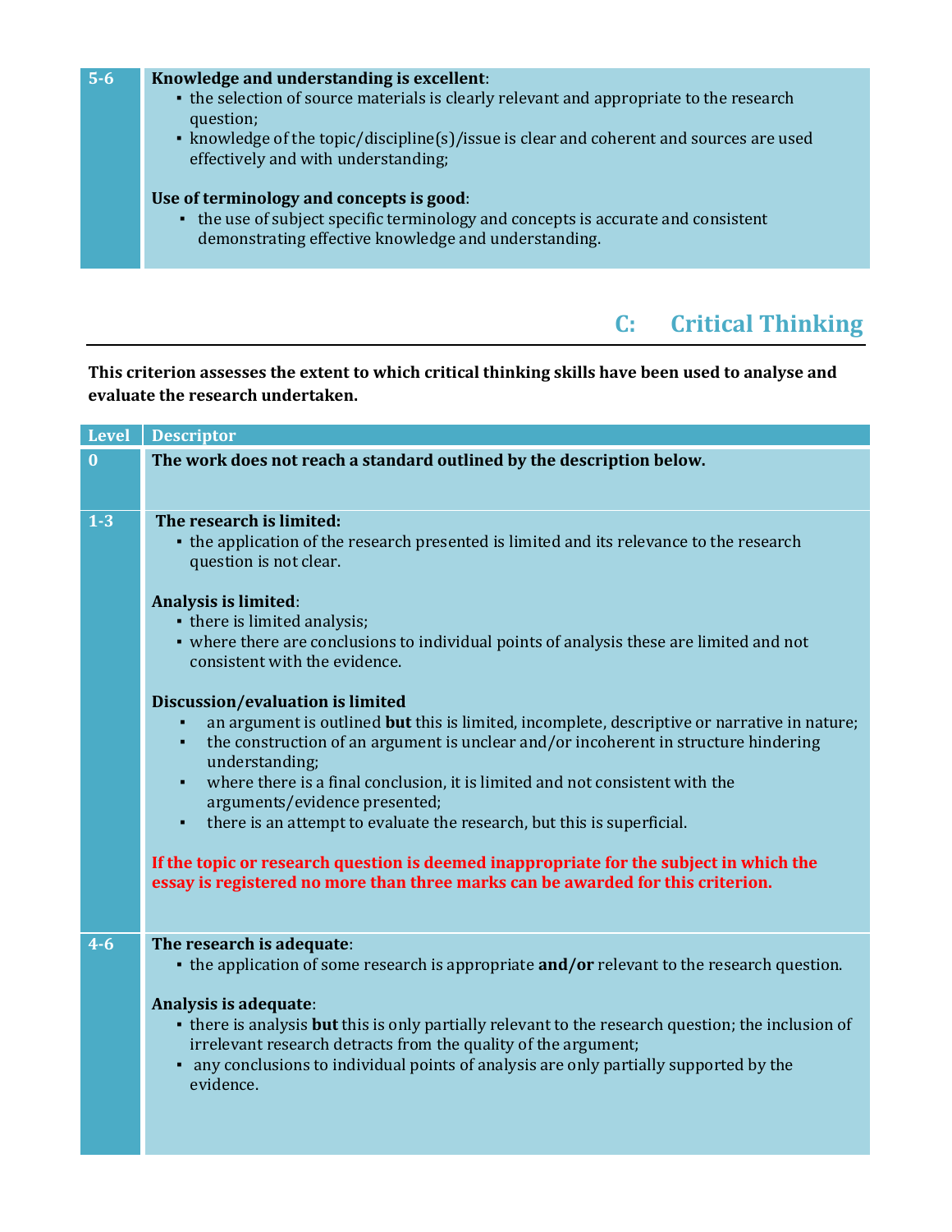| Level | Descriptor |
|---|---|
| 5-6 | **Knowledge and understanding is excellent**:<br>▪ the selection of source materials is clearly relevant and appropriate to the research question;<br>▪ knowledge of the topic/discipline(s)/issue is clear and coherent and sources are used effectively and with understanding;<br><br>**Use of terminology and concepts is good**:<br>▪ the use of subject specific terminology and concepts is accurate and consistent demonstrating effective knowledge and understanding. |

## C: Critical Thinking

**This criterion assesses the extent to which critical thinking skills have been used to analyse and evaluate the research undertaken.**

| Level | Descriptor |
|---|---|
| 0 | **The work does not reach a standard outlined by the description below.** |
| 1-3 | **The research is limited:**<br>▪ the application of the research presented is limited and its relevance to the research question is not clear.<br><br>**Analysis is limited**:<br>▪ there is limited analysis;<br>▪ where there are conclusions to individual points of analysis these are limited and not consistent with the evidence.<br><br>**Discussion/evaluation is limited**<br>▪ an argument is outlined **but** this is limited, incomplete, descriptive or narrative in nature;<br>▪ the construction of an argument is unclear and/or incoherent in structure hindering understanding;<br>▪ where there is a final conclusion, it is limited and not consistent with the arguments/evidence presented;<br>▪ there is an attempt to evaluate the research, but this is superficial.<br><br>**If the topic or research question is deemed inappropriate for the subject in which the essay is registered no more than three marks can be awarded for this criterion.** |
| 4-6 | **The research is adequate**:<br>▪ the application of some research is appropriate **and/or** relevant to the research question.<br><br>**Analysis is adequate**:<br>▪ there is analysis **but** this is only partially relevant to the research question; the inclusion of irrelevant research detracts from the quality of the argument;<br>▪ any conclusions to individual points of analysis are only partially supported by the evidence. |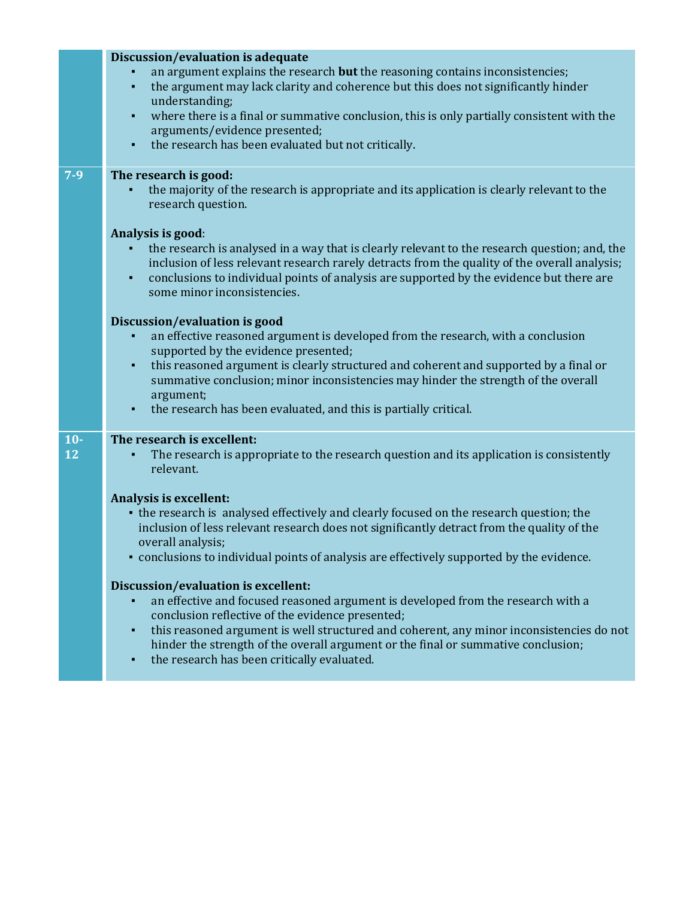| Mark | Descriptor |
| --- | --- |
| | **Discussion/evaluation is adequate**<br>▪ an argument explains the research **but** the reasoning contains inconsistencies;<br>▪ the argument may lack clarity and coherence but this does not significantly hinder understanding;<br>▪ where there is a final or summative conclusion, this is only partially consistent with the arguments/evidence presented;<br>▪ the research has been evaluated but not critically. |
| **7-9** | **The research is good:**<br>▪ the majority of the research is appropriate and its application is clearly relevant to the research question.<br><br>**Analysis is good**:<br>▪ the research is analysed in a way that is clearly relevant to the research question; and, the inclusion of less relevant research rarely detracts from the quality of the overall analysis;<br>▪ conclusions to individual points of analysis are supported by the evidence but there are some minor inconsistencies.<br><br>**Discussion/evaluation is good**<br>▪ an effective reasoned argument is developed from the research, with a conclusion supported by the evidence presented;<br>▪ this reasoned argument is clearly structured and coherent and supported by a final or summative conclusion; minor inconsistencies may hinder the strength of the overall argument;<br>▪ the research has been evaluated, and this is partially critical. |
| **10-12** | **The research is excellent:**<br>▪ The research is appropriate to the research question and its application is consistently relevant.<br><br>**Analysis is excellent:**<br>▪ the research is analysed effectively and clearly focused on the research question; the inclusion of less relevant research does not significantly detract from the quality of the overall analysis;<br>▪ conclusions to individual points of analysis are effectively supported by the evidence.<br><br>**Discussion/evaluation is excellent:**<br>▪ an effective and focused reasoned argument is developed from the research with a conclusion reflective of the evidence presented;<br>▪ this reasoned argument is well structured and coherent, any minor inconsistencies do not hinder the strength of the overall argument or the final or summative conclusion;<br>▪ the research has been critically evaluated. |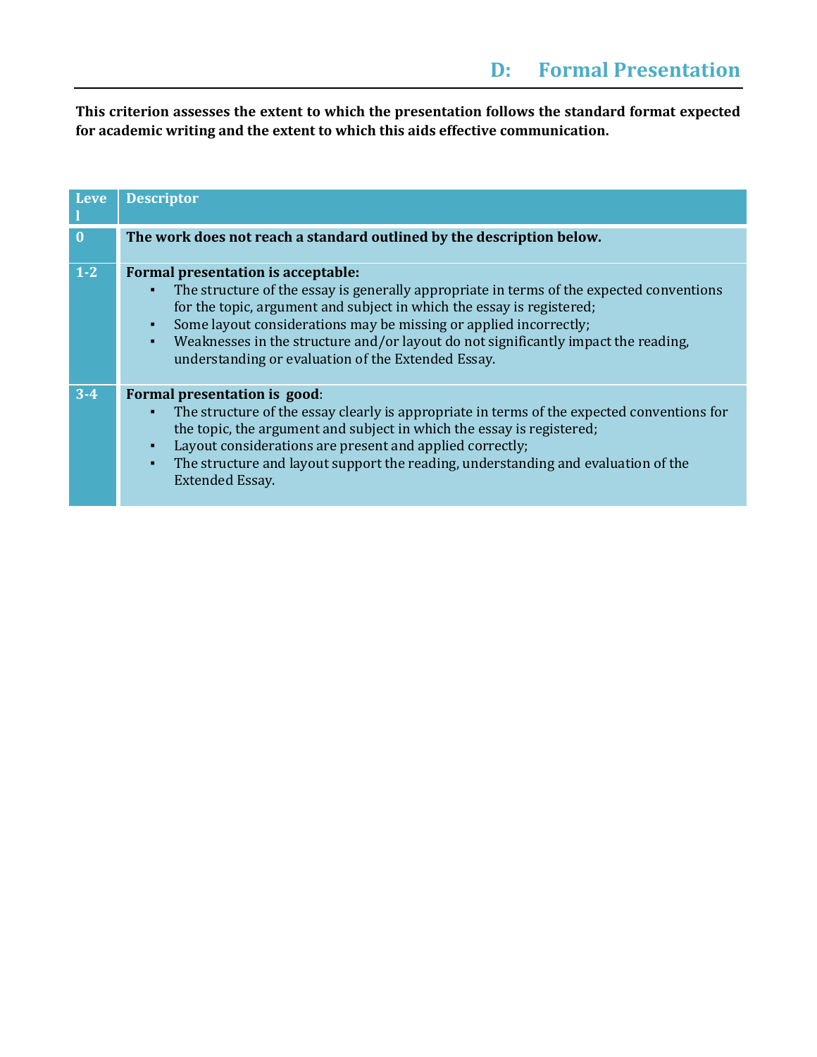# D: Formal Presentation

**This criterion assesses the extent to which the presentation follows the standard format expected for academic writing and the extent to which this aids effective communication.**

| Level | Descriptor |
|---|---|
| 0 | **The work does not reach a standard outlined by the description below.** |
| 1-2 | **Formal presentation is acceptable:**<br>▪ The structure of the essay is generally appropriate in terms of the expected conventions for the topic, argument and subject in which the essay is registered;<br>▪ Some layout considerations may be missing or applied incorrectly;<br>▪ Weaknesses in the structure and/or layout do not significantly impact the reading, understanding or evaluation of the Extended Essay. |
| 3-4 | **Formal presentation is good**:<br>▪ The structure of the essay clearly is appropriate in terms of the expected conventions for the topic, the argument and subject in which the essay is registered;<br>▪ Layout considerations are present and applied correctly;<br>▪ The structure and layout support the reading, understanding and evaluation of the Extended Essay. |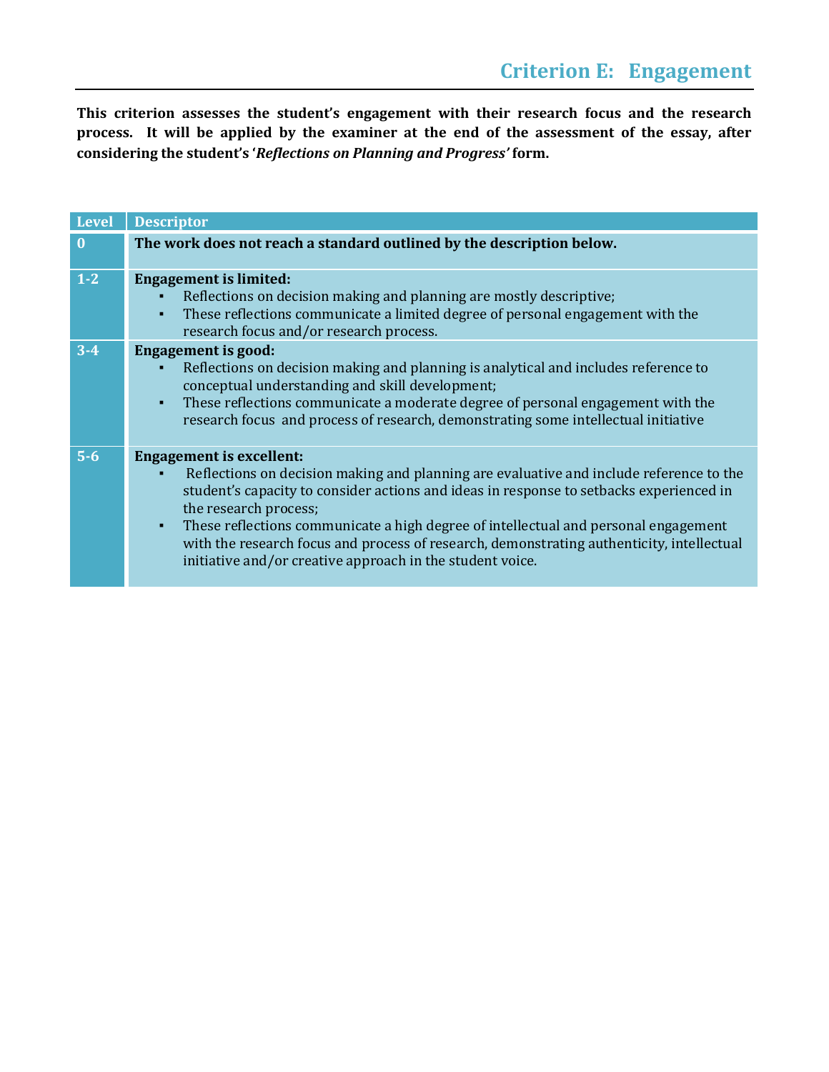# Criterion E: Engagement

**This criterion assesses the student's engagement with their research focus and the research process. It will be applied by the examiner at the end of the assessment of the essay, after considering the student's '*Reflections on Planning and Progress*' form.**

| Level | Descriptor |
|---|---|
| 0 | **The work does not reach a standard outlined by the description below.** |
| 1-2 | **Engagement is limited:**<br>▪ Reflections on decision making and planning are mostly descriptive;<br>▪ These reflections communicate a limited degree of personal engagement with the research focus and/or research process. |
| 3-4 | **Engagement is good:**<br>▪ Reflections on decision making and planning is analytical and includes reference to conceptual understanding and skill development;<br>▪ These reflections communicate a moderate degree of personal engagement with the research focus and process of research, demonstrating some intellectual initiative |
| 5-6 | **Engagement is excellent:**<br>▪ Reflections on decision making and planning are evaluative and include reference to the student's capacity to consider actions and ideas in response to setbacks experienced in the research process;<br>▪ These reflections communicate a high degree of intellectual and personal engagement with the research focus and process of research, demonstrating authenticity, intellectual initiative and/or creative approach in the student voice. |